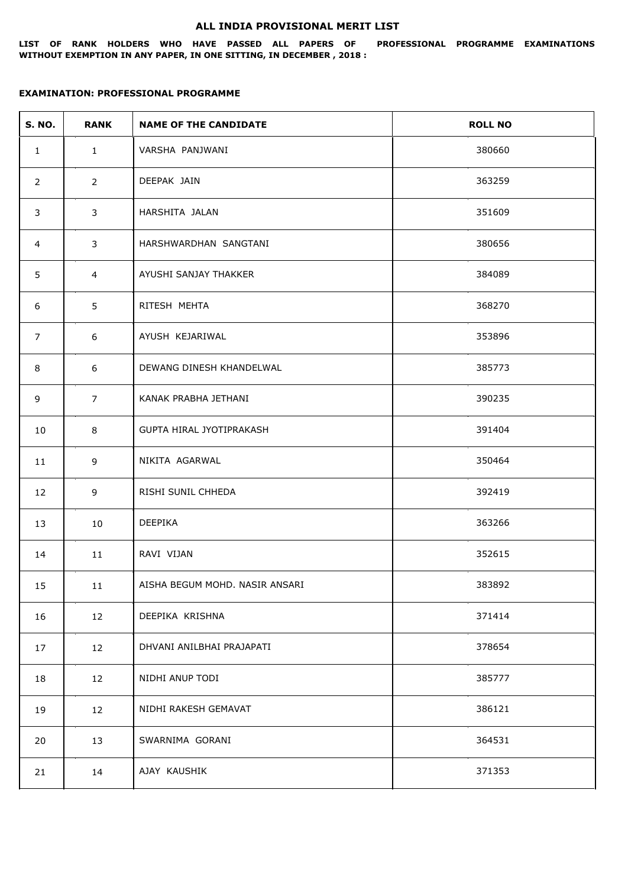# ALL INDIA PROVISIONAL MERIT LIST

**LIST OF RANK HOLDERS WHO HAVE PASSED ALL PAPERS OF PROFESSIONAL PROGRAMME EXAMINATIONS WITHOUT EXEMPTION IN ANY PAPER, IN ONE SITTING, IN DECEMBER , 2018 :**

**EXAMINATION: PROFESSIONAL PROGRAMME**

| S. NO. | RANK | NAME OF THE CANDIDATE | ROLL NO |
|---|---|---|---|
| 1 | 1 | VARSHA PANJWANI | 380660 |
| 2 | 2 | DEEPAK JAIN | 363259 |
| 3 | 3 | HARSHITA JALAN | 351609 |
| 4 | 3 | HARSHWARDHAN SANGTANI | 380656 |
| 5 | 4 | AYUSHI SANJAY THAKKER | 384089 |
| 6 | 5 | RITESH MEHTA | 368270 |
| 7 | 6 | AYUSH KEJARIWAL | 353896 |
| 8 | 6 | DEWANG DINESH KHANDELWAL | 385773 |
| 9 | 7 | KANAK PRABHA JETHANI | 390235 |
| 10 | 8 | GUPTA HIRAL JYOTIPRAKASH | 391404 |
| 11 | 9 | NIKITA AGARWAL | 350464 |
| 12 | 9 | RISHI SUNIL CHHEDA | 392419 |
| 13 | 10 | DEEPIKA | 363266 |
| 14 | 11 | RAVI VIJAN | 352615 |
| 15 | 11 | AISHA BEGUM MOHD. NASIR ANSARI | 383892 |
| 16 | 12 | DEEPIKA KRISHNA | 371414 |
| 17 | 12 | DHVANI ANILBHAI PRAJAPATI | 378654 |
| 18 | 12 | NIDHI ANUP TODI | 385777 |
| 19 | 12 | NIDHI RAKESH GEMAVAT | 386121 |
| 20 | 13 | SWARNIMA GORANI | 364531 |
| 21 | 14 | AJAY KAUSHIK | 371353 |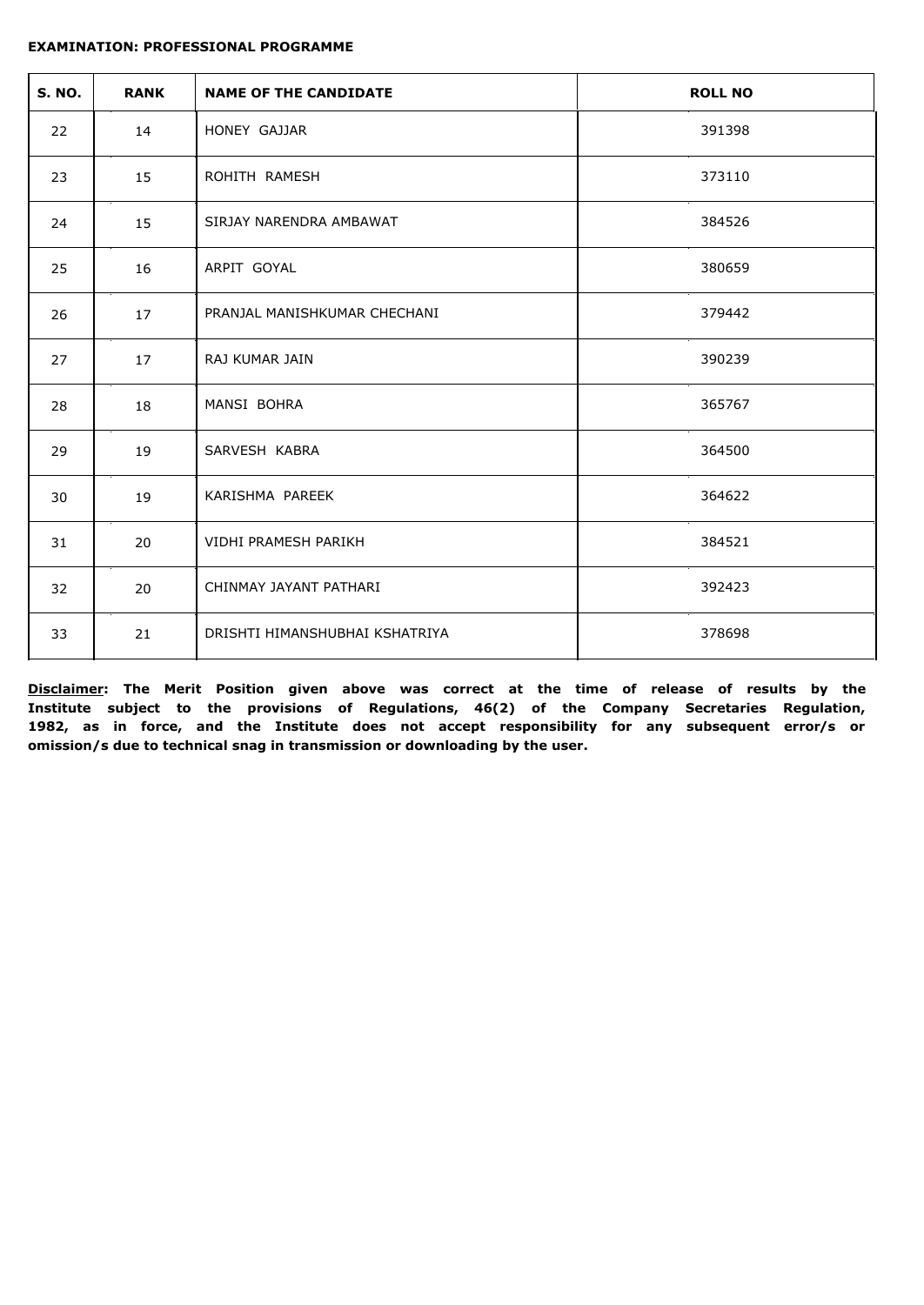**EXAMINATION: PROFESSIONAL PROGRAMME**

| S. NO. | RANK | NAME OF THE CANDIDATE | ROLL NO |
|---|---|---|---|
| 22 | 14 | HONEY GAJJAR | 391398 |
| 23 | 15 | ROHITH RAMESH | 373110 |
| 24 | 15 | SIRJAY NARENDRA AMBAWAT | 384526 |
| 25 | 16 | ARPIT GOYAL | 380659 |
| 26 | 17 | PRANJAL MANISHKUMAR CHECHANI | 379442 |
| 27 | 17 | RAJ KUMAR JAIN | 390239 |
| 28 | 18 | MANSI BOHRA | 365767 |
| 29 | 19 | SARVESH KABRA | 364500 |
| 30 | 19 | KARISHMA PAREEK | 364622 |
| 31 | 20 | VIDHI PRAMESH PARIKH | 384521 |
| 32 | 20 | CHINMAY JAYANT PATHARI | 392423 |
| 33 | 21 | DRISHTI HIMANSHUBHAI KSHATRIYA | 378698 |

**Disclaimer: The Merit Position given above was correct at the time of release of results by the Institute subject to the provisions of Regulations, 46(2) of the Company Secretaries Regulation, 1982, as in force, and the Institute does not accept responsibility for any subsequent error/s or omission/s due to technical snag in transmission or downloading by the user.**